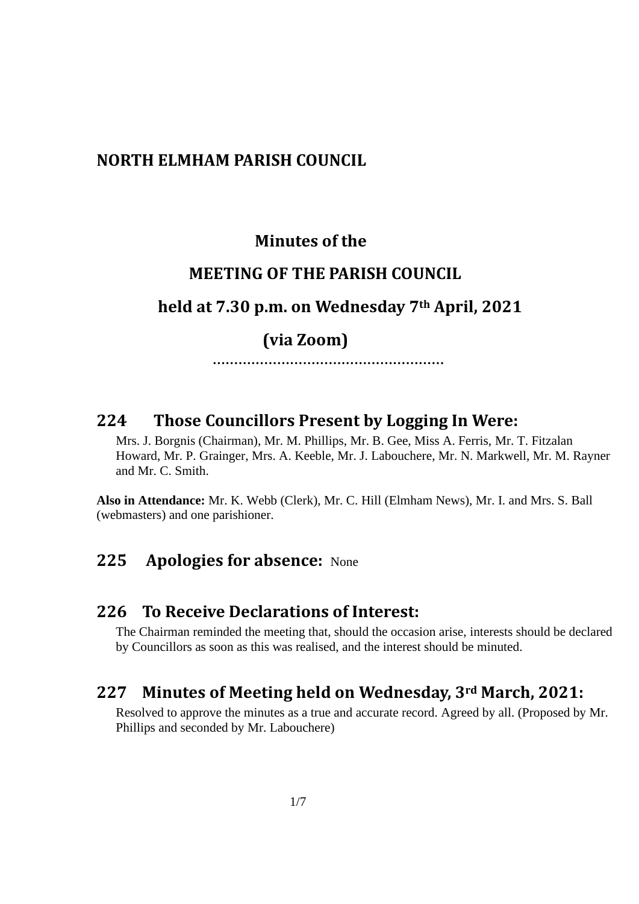# NORTH ELMHAM PARISH COUNCIL

## Minutes of the

## MEETING OF THE PARISH COUNCIL

## held at 7.30 p.m. on Wednesday 7th April, 2021

## (via Zoom)

……………………………………………….

## 224 Those Councillors Present by Logging In Were:

Mrs. J. Borgnis (Chairman), Mr. M. Phillips, Mr. B. Gee, Miss A. Ferris, Mr. T. Fitzalan Howard, Mr. P. Grainger, Mrs. A. Keeble, Mr. J. Labouchere, Mr. N. Markwell, Mr. M. Rayner and Mr. C. Smith.

**Also in Attendance:** Mr. K. Webb (Clerk), Mr. C. Hill (Elmham News), Mr. I. and Mrs. S. Ball (webmasters) and one parishioner.

## 225 Apologies for absence: None

## 226 To Receive Declarations of Interest:

The Chairman reminded the meeting that, should the occasion arise, interests should be declared by Councillors as soon as this was realised, and the interest should be minuted.

## 227 Minutes of Meeting held on Wednesday, 3rd March, 2021:

Resolved to approve the minutes as a true and accurate record. Agreed by all. (Proposed by Mr. Phillips and seconded by Mr. Labouchere)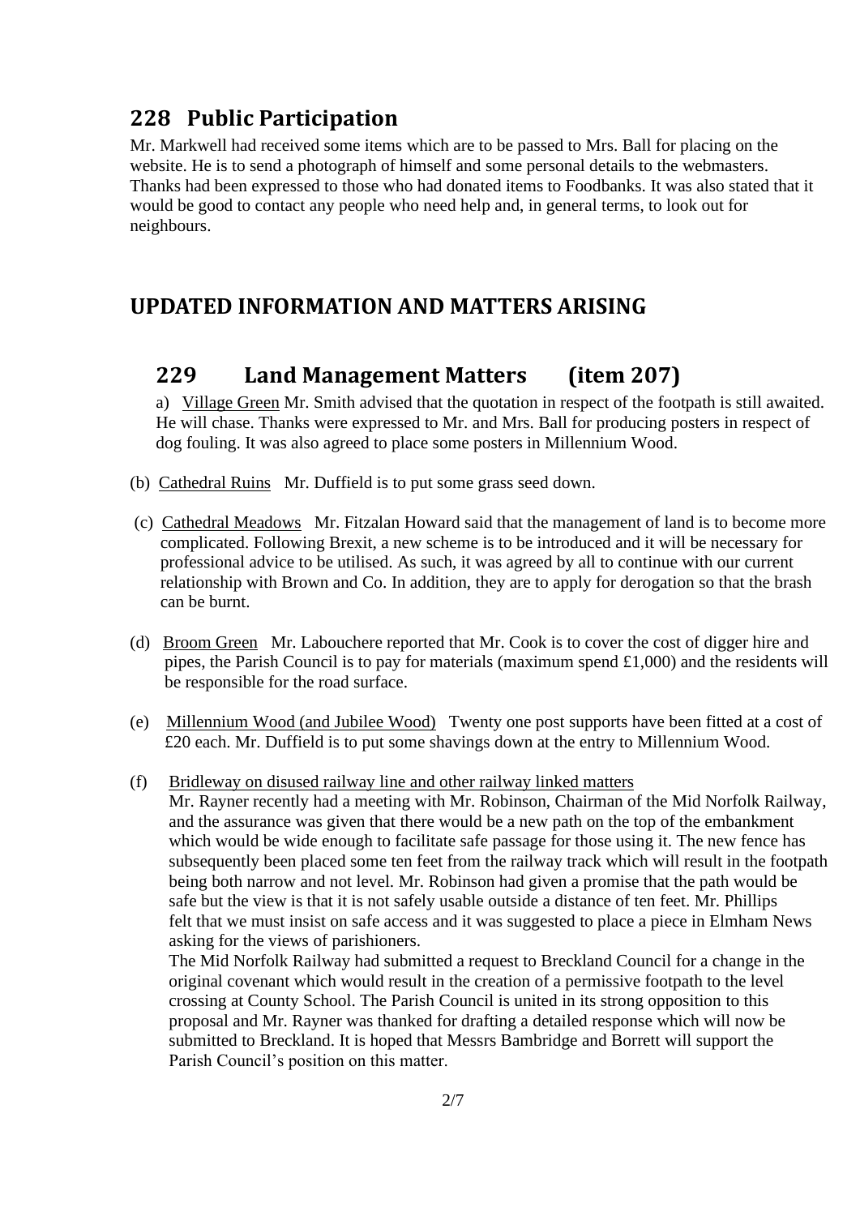## 228 Public Participation

Mr. Markwell had received some items which are to be passed to Mrs. Ball for placing on the website. He is to send a photograph of himself and some personal details to the webmasters. Thanks had been expressed to those who had donated items to Foodbanks. It was also stated that it would be good to contact any people who need help and, in general terms, to look out for neighbours.

## UPDATED INFORMATION AND MATTERS ARISING

### 229 Land Management Matters (item 207)

a) Village Green Mr. Smith advised that the quotation in respect of the footpath is still awaited. He will chase. Thanks were expressed to Mr. and Mrs. Ball for producing posters in respect of dog fouling. It was also agreed to place some posters in Millennium Wood.

(b) Cathedral Ruins Mr. Duffield is to put some grass seed down.

(c) Cathedral Meadows Mr. Fitzalan Howard said that the management of land is to become more complicated. Following Brexit, a new scheme is to be introduced and it will be necessary for professional advice to be utilised. As such, it was agreed by all to continue with our current relationship with Brown and Co. In addition, they are to apply for derogation so that the brash can be burnt.

(d) Broom Green Mr. Labouchere reported that Mr. Cook is to cover the cost of digger hire and pipes, the Parish Council is to pay for materials (maximum spend £1,000) and the residents will be responsible for the road surface.

(e) Millennium Wood (and Jubilee Wood) Twenty one post supports have been fitted at a cost of £20 each. Mr. Duffield is to put some shavings down at the entry to Millennium Wood.

(f) Bridleway on disused railway line and other railway linked matters

Mr. Rayner recently had a meeting with Mr. Robinson, Chairman of the Mid Norfolk Railway, and the assurance was given that there would be a new path on the top of the embankment which would be wide enough to facilitate safe passage for those using it. The new fence has subsequently been placed some ten feet from the railway track which will result in the footpath being both narrow and not level. Mr. Robinson had given a promise that the path would be safe but the view is that it is not safely usable outside a distance of ten feet. Mr. Phillips felt that we must insist on safe access and it was suggested to place a piece in Elmham News asking for the views of parishioners.

The Mid Norfolk Railway had submitted a request to Breckland Council for a change in the original covenant which would result in the creation of a permissive footpath to the level crossing at County School. The Parish Council is united in its strong opposition to this proposal and Mr. Rayner was thanked for drafting a detailed response which will now be submitted to Breckland. It is hoped that Messrs Bambridge and Borrett will support the Parish Council's position on this matter.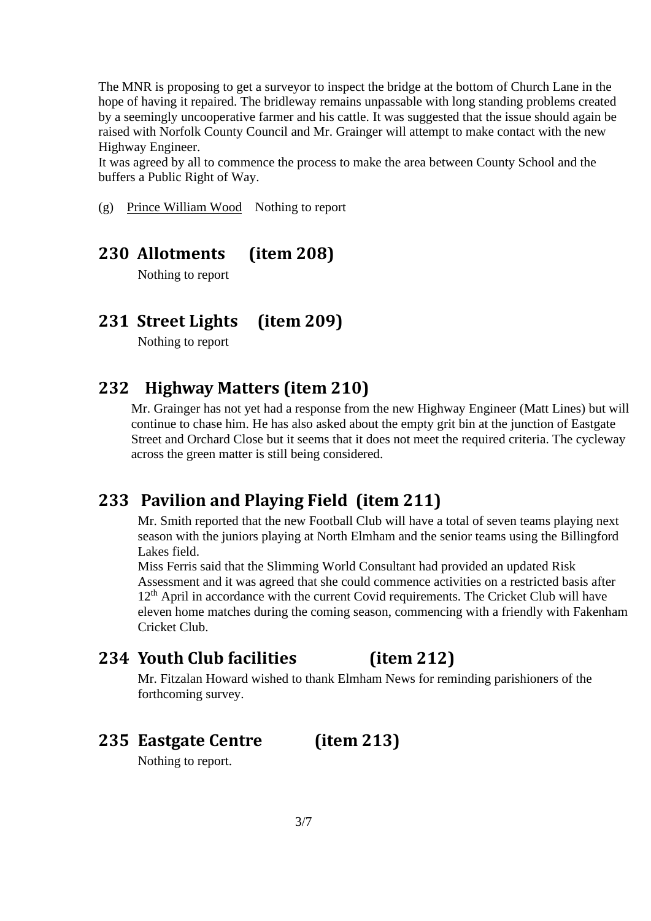The MNR is proposing to get a surveyor to inspect the bridge at the bottom of Church Lane in the hope of having it repaired. The bridleway remains unpassable with long standing problems created by a seemingly uncooperative farmer and his cattle. It was suggested that the issue should again be raised with Norfolk County Council and Mr. Grainger will attempt to make contact with the new Highway Engineer.
It was agreed by all to commence the process to make the area between County School and the buffers a Public Right of Way.

(g) Prince William Wood Nothing to report

## 230 Allotments (item 208)

Nothing to report

## 231 Street Lights (item 209)

Nothing to report

## 232 Highway Matters (item 210)

Mr. Grainger has not yet had a response from the new Highway Engineer (Matt Lines) but will continue to chase him. He has also asked about the empty grit bin at the junction of Eastgate Street and Orchard Close but it seems that it does not meet the required criteria. The cycleway across the green matter is still being considered.

## 233 Pavilion and Playing Field (item 211)

Mr. Smith reported that the new Football Club will have a total of seven teams playing next season with the juniors playing at North Elmham and the senior teams using the Billingford Lakes field.
Miss Ferris said that the Slimming World Consultant had provided an updated Risk Assessment and it was agreed that she could commence activities on a restricted basis after 12th April in accordance with the current Covid requirements. The Cricket Club will have eleven home matches during the coming season, commencing with a friendly with Fakenham Cricket Club.

## 234 Youth Club facilities (item 212)

Mr. Fitzalan Howard wished to thank Elmham News for reminding parishioners of the forthcoming survey.

## 235 Eastgate Centre (item 213)

Nothing to report.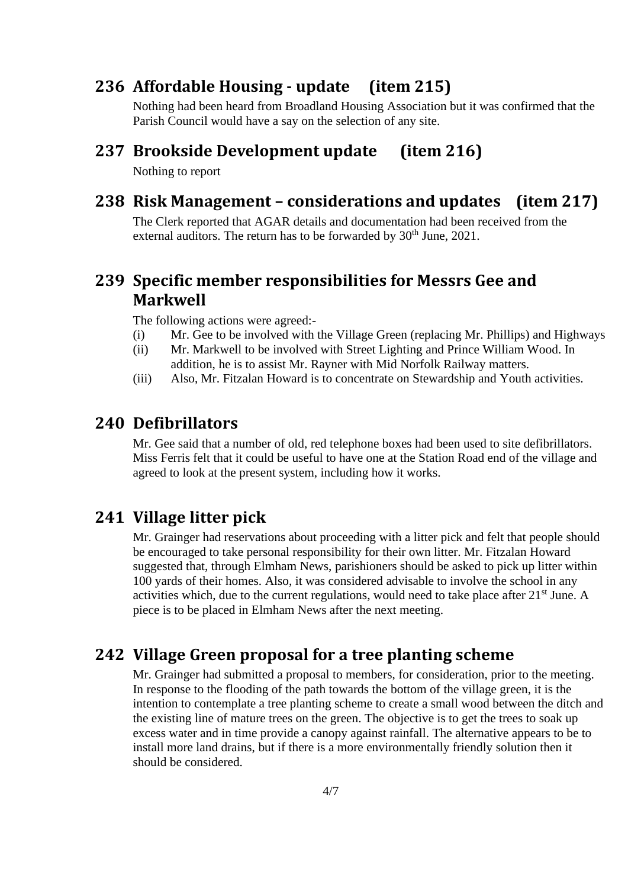## 236 Affordable Housing - update (item 215)

Nothing had been heard from Broadland Housing Association but it was confirmed that the Parish Council would have a say on the selection of any site.

## 237 Brookside Development update (item 216)

Nothing to report

## 238 Risk Management – considerations and updates (item 217)

The Clerk reported that AGAR details and documentation had been received from the external auditors. The return has to be forwarded by 30th June, 2021.

## 239 Specific member responsibilities for Messrs Gee and Markwell

The following actions were agreed:-

(i) Mr. Gee to be involved with the Village Green (replacing Mr. Phillips) and Highways

(ii) Mr. Markwell to be involved with Street Lighting and Prince William Wood. In addition, he is to assist Mr. Rayner with Mid Norfolk Railway matters.

(iii) Also, Mr. Fitzalan Howard is to concentrate on Stewardship and Youth activities.

## 240 Defibrillators

Mr. Gee said that a number of old, red telephone boxes had been used to site defibrillators. Miss Ferris felt that it could be useful to have one at the Station Road end of the village and agreed to look at the present system, including how it works.

## 241 Village litter pick

Mr. Grainger had reservations about proceeding with a litter pick and felt that people should be encouraged to take personal responsibility for their own litter. Mr. Fitzalan Howard suggested that, through Elmham News, parishioners should be asked to pick up litter within 100 yards of their homes. Also, it was considered advisable to involve the school in any activities which, due to the current regulations, would need to take place after 21st June. A piece is to be placed in Elmham News after the next meeting.

## 242 Village Green proposal for a tree planting scheme

Mr. Grainger had submitted a proposal to members, for consideration, prior to the meeting. In response to the flooding of the path towards the bottom of the village green, it is the intention to contemplate a tree planting scheme to create a small wood between the ditch and the existing line of mature trees on the green. The objective is to get the trees to soak up excess water and in time provide a canopy against rainfall. The alternative appears to be to install more land drains, but if there is a more environmentally friendly solution then it should be considered.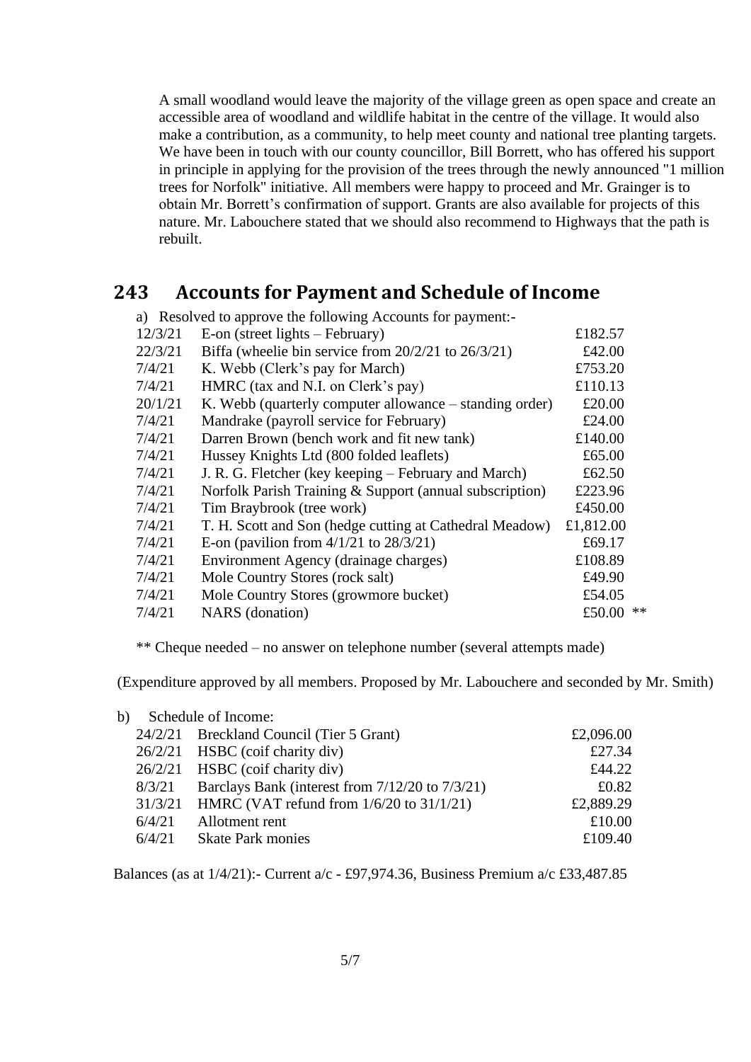A small woodland would leave the majority of the village green as open space and create an accessible area of woodland and wildlife habitat in the centre of the village. It would also make a contribution, as a community, to help meet county and national tree planting targets. We have been in touch with our county councillor, Bill Borrett, who has offered his support in principle in applying for the provision of the trees through the newly announced "1 million trees for Norfolk" initiative. All members were happy to proceed and Mr. Grainger is to obtain Mr. Borrett's confirmation of support. Grants are also available for projects of this nature. Mr. Labouchere stated that we should also recommend to Highways that the path is rebuilt.

## 243 Accounts for Payment and Schedule of Income

a) Resolved to approve the following Accounts for payment:-

| Date | Payee | Amount |
|---|---|---|
| 12/3/21 | E-on (street lights – February) | £182.57 |
| 22/3/21 | Biffa (wheelie bin service from 20/2/21 to 26/3/21) | £42.00 |
| 7/4/21 | K. Webb (Clerk's pay for March) | £753.20 |
| 7/4/21 | HMRC (tax and N.I. on Clerk's pay) | £110.13 |
| 20/1/21 | K. Webb (quarterly computer allowance – standing order) | £20.00 |
| 7/4/21 | Mandrake (payroll service for February) | £24.00 |
| 7/4/21 | Darren Brown (bench work and fit new tank) | £140.00 |
| 7/4/21 | Hussey Knights Ltd (800 folded leaflets) | £65.00 |
| 7/4/21 | J. R. G. Fletcher (key keeping – February and March) | £62.50 |
| 7/4/21 | Norfolk Parish Training & Support (annual subscription) | £223.96 |
| 7/4/21 | Tim Braybrook (tree work) | £450.00 |
| 7/4/21 | T. H. Scott and Son (hedge cutting at Cathedral Meadow) | £1,812.00 |
| 7/4/21 | E-on (pavilion from 4/1/21 to 28/3/21) | £69.17 |
| 7/4/21 | Environment Agency (drainage charges) | £108.89 |
| 7/4/21 | Mole Country Stores (rock salt) | £49.90 |
| 7/4/21 | Mole Country Stores (growmore bucket) | £54.05 |
| 7/4/21 | NARS (donation) | £50.00 ** |

** Cheque needed – no answer on telephone number (several attempts made)

(Expenditure approved by all members. Proposed by Mr. Labouchere and seconded by Mr. Smith)

b) Schedule of Income:

| Date | Source | Amount |
|---|---|---|
| 24/2/21 | Breckland Council (Tier 5 Grant) | £2,096.00 |
| 26/2/21 | HSBC (coif charity div) | £27.34 |
| 26/2/21 | HSBC (coif charity div) | £44.22 |
| 8/3/21 | Barclays Bank (interest from 7/12/20 to 7/3/21) | £0.82 |
| 31/3/21 | HMRC (VAT refund from 1/6/20 to 31/1/21) | £2,889.29 |
| 6/4/21 | Allotment rent | £10.00 |
| 6/4/21 | Skate Park monies | £109.40 |

Balances (as at 1/4/21):- Current a/c - £97,974.36, Business Premium a/c £33,487.85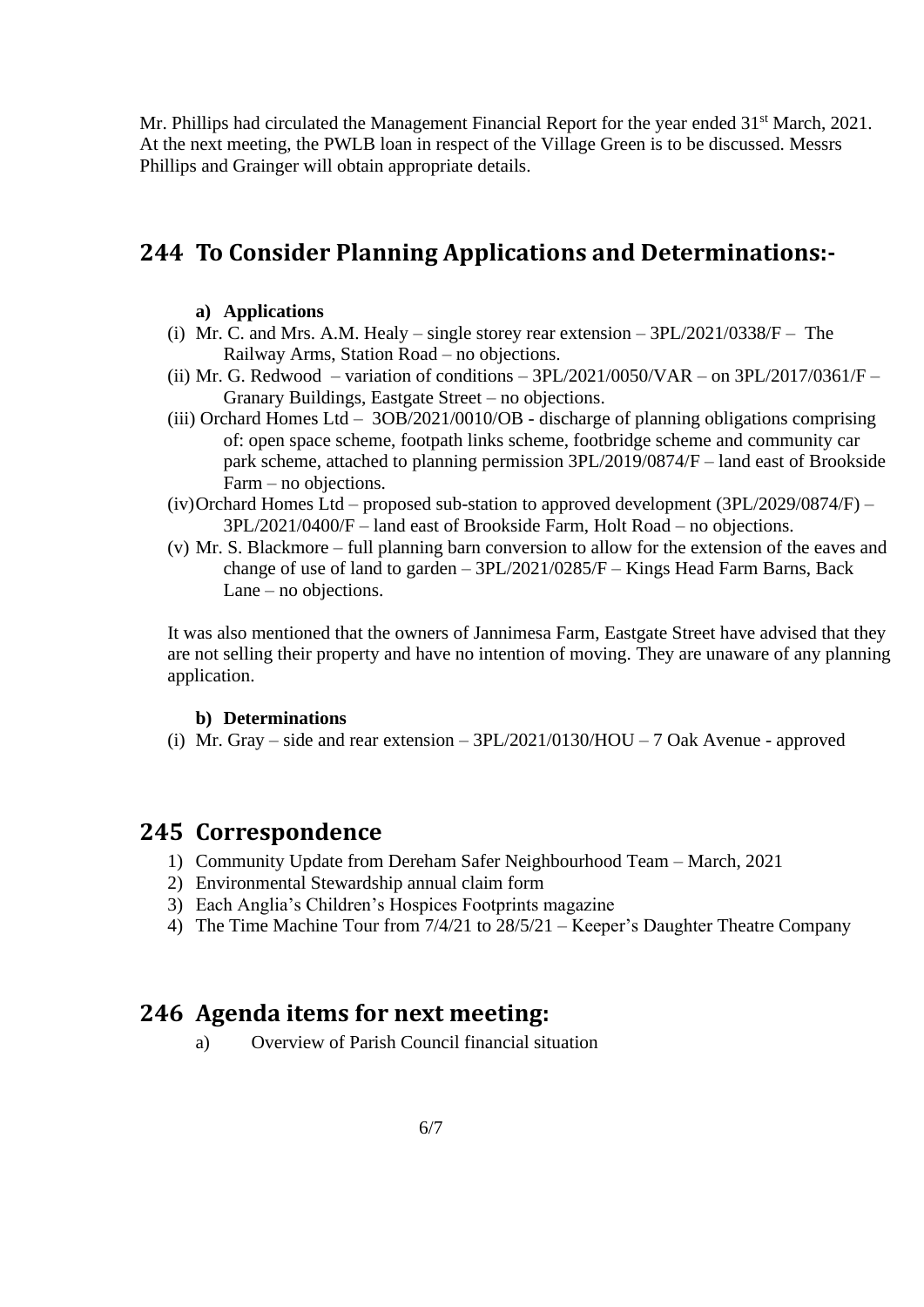Mr. Phillips had circulated the Management Financial Report for the year ended 31st March, 2021. At the next meeting, the PWLB loan in respect of the Village Green is to be discussed. Messrs Phillips and Grainger will obtain appropriate details.

## 244 To Consider Planning Applications and Determinations:-

**a) Applications**

(i) Mr. C. and Mrs. A.M. Healy – single storey rear extension – 3PL/2021/0338/F – The Railway Arms, Station Road – no objections.

(ii) Mr. G. Redwood – variation of conditions – 3PL/2021/0050/VAR – on 3PL/2017/0361/F – Granary Buildings, Eastgate Street – no objections.

(iii) Orchard Homes Ltd – 3OB/2021/0010/OB - discharge of planning obligations comprising of: open space scheme, footpath links scheme, footbridge scheme and community car park scheme, attached to planning permission 3PL/2019/0874/F – land east of Brookside Farm – no objections.

(iv) Orchard Homes Ltd – proposed sub-station to approved development (3PL/2029/0874/F) – 3PL/2021/0400/F – land east of Brookside Farm, Holt Road – no objections.

(v) Mr. S. Blackmore – full planning barn conversion to allow for the extension of the eaves and change of use of land to garden – 3PL/2021/0285/F – Kings Head Farm Barns, Back Lane – no objections.

It was also mentioned that the owners of Jannimesa Farm, Eastgate Street have advised that they are not selling their property and have no intention of moving. They are unaware of any planning application.

**b) Determinations**

(i) Mr. Gray – side and rear extension – 3PL/2021/0130/HOU – 7 Oak Avenue - approved

## 245 Correspondence

1) Community Update from Dereham Safer Neighbourhood Team – March, 2021
2) Environmental Stewardship annual claim form
3) Each Anglia's Children's Hospices Footprints magazine
4) The Time Machine Tour from 7/4/21 to 28/5/21 – Keeper's Daughter Theatre Company

## 246 Agenda items for next meeting:

a) Overview of Parish Council financial situation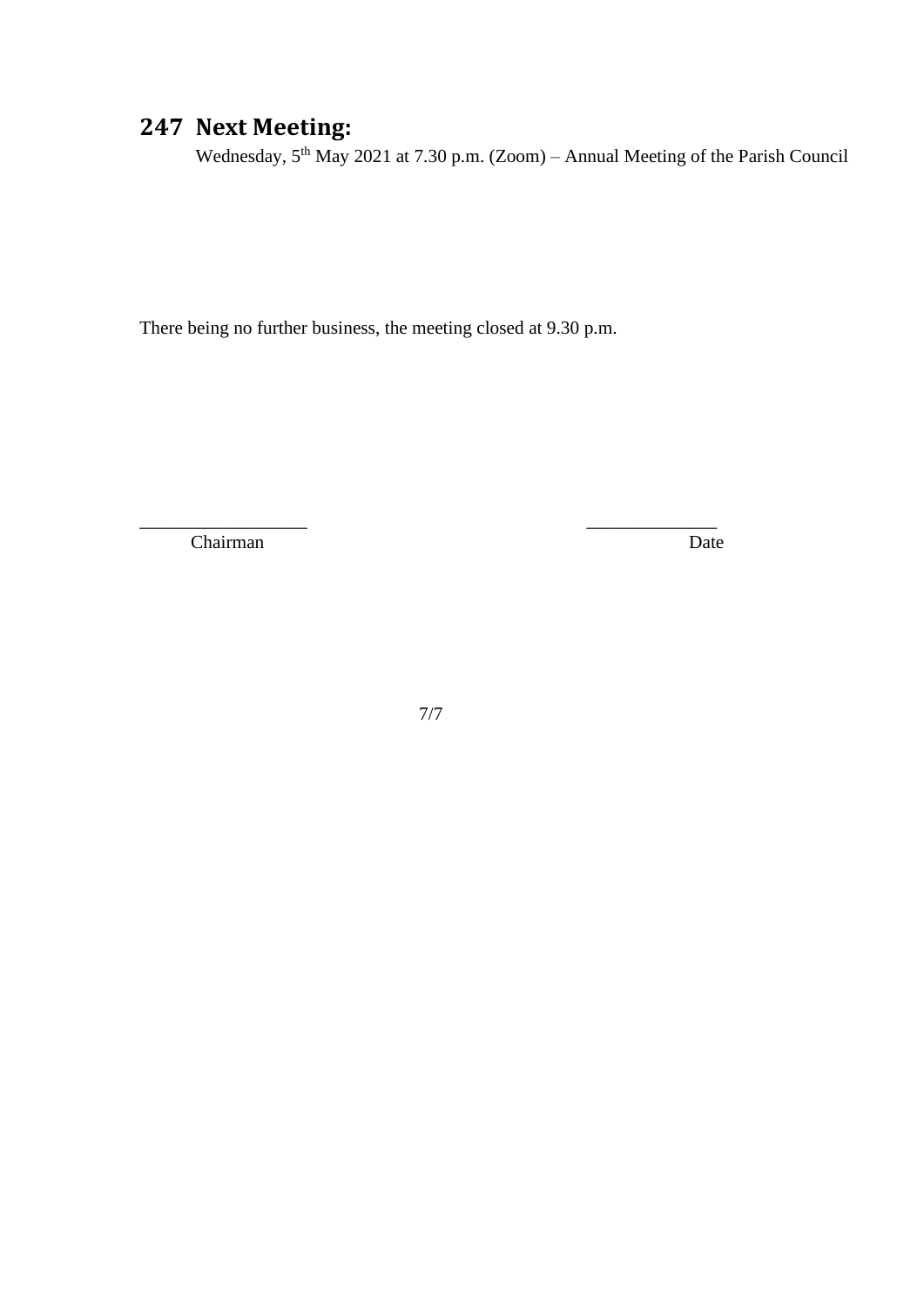## 247 Next Meeting:

Wednesday, 5th May 2021 at 7.30 p.m. (Zoom) – Annual Meeting of the Parish Council

There being no further business, the meeting closed at 9.30 p.m.

\_\_\_\_\_\_\_\_\_\_\_\_\_\_\_\_\_\_ Chairman

\_\_\_\_\_\_\_\_\_\_\_\_\_\_ Date